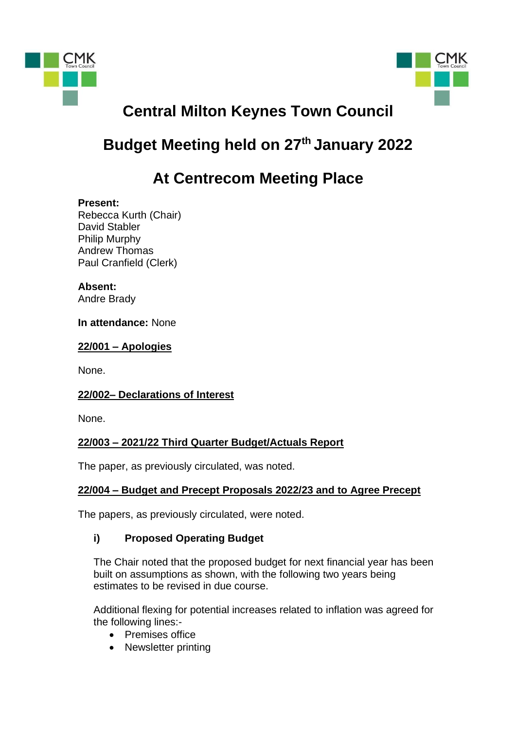# Central Milton Keynes Town Council

## Budget Meeting held on 27th January 2022

## At Centrecom Meeting Place

**Present:**
Rebecca Kurth (Chair)
David Stabler
Philip Murphy
Andrew Thomas
Paul Cranfield (Clerk)

**Absent:**
Andre Brady

**In attendance:** None

**22/001 – Apologies**

None.

**22/002– Declarations of Interest**

None.

**22/003 – 2021/22 Third Quarter Budget/Actuals Report**

The paper, as previously circulated, was noted.

**22/004 – Budget and Precept Proposals 2022/23 and to Agree Precept**

The papers, as previously circulated, were noted.

**i) Proposed Operating Budget**

The Chair noted that the proposed budget for next financial year has been built on assumptions as shown, with the following two years being estimates to be revised in due course.

Additional flexing for potential increases related to inflation was agreed for the following lines:-

- Premises office
- Newsletter printing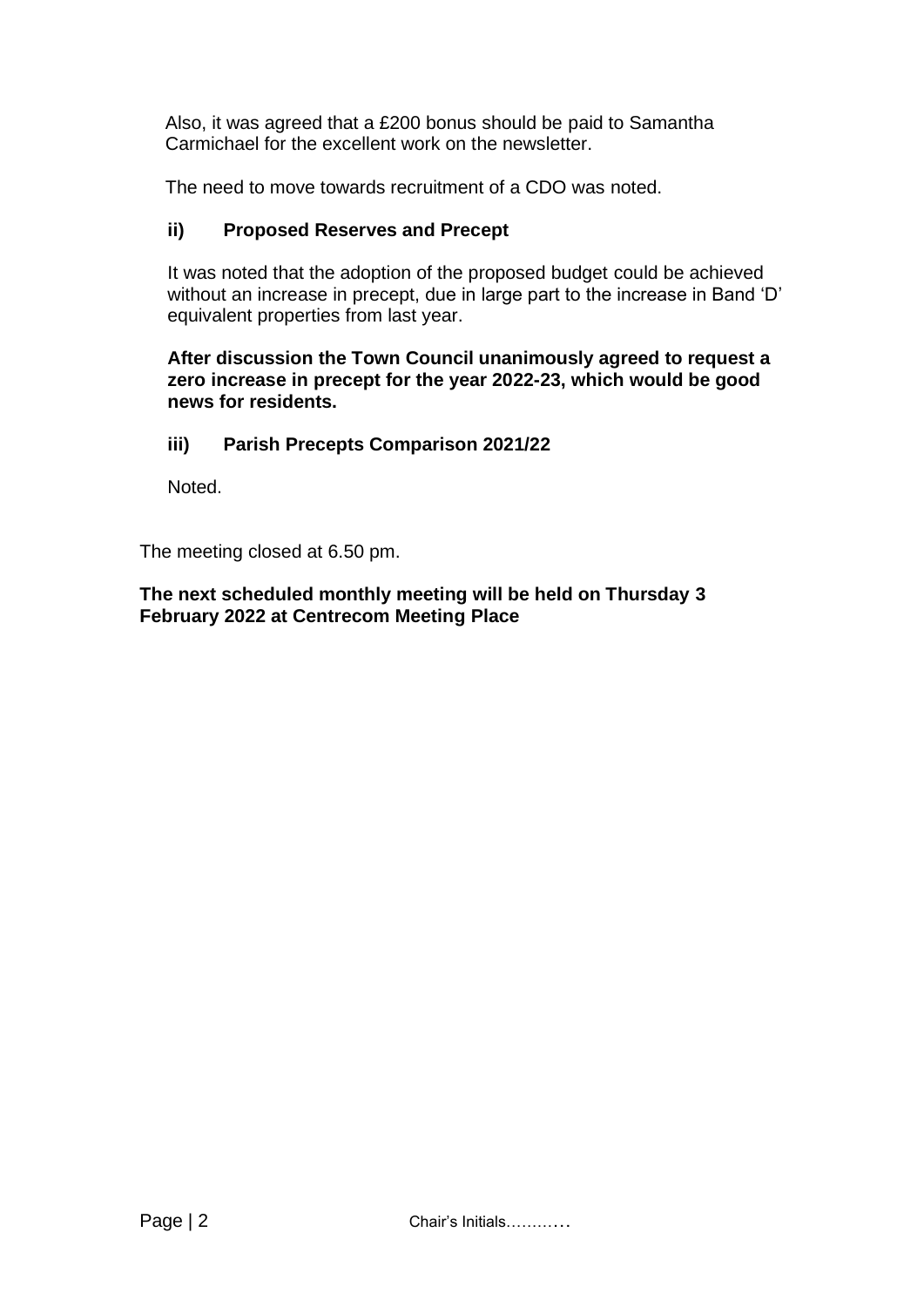Also, it was agreed that a £200 bonus should be paid to Samantha Carmichael for the excellent work on the newsletter.

The need to move towards recruitment of a CDO was noted.

**ii) Proposed Reserves and Precept**

It was noted that the adoption of the proposed budget could be achieved without an increase in precept, due in large part to the increase in Band 'D' equivalent properties from last year.

**After discussion the Town Council unanimously agreed to request a zero increase in precept for the year 2022-23, which would be good news for residents.**

**iii) Parish Precepts Comparison 2021/22**

Noted.

The meeting closed at 6.50 pm.

**The next scheduled monthly meeting will be held on Thursday 3 February 2022 at Centrecom Meeting Place**

Chair's Initials………